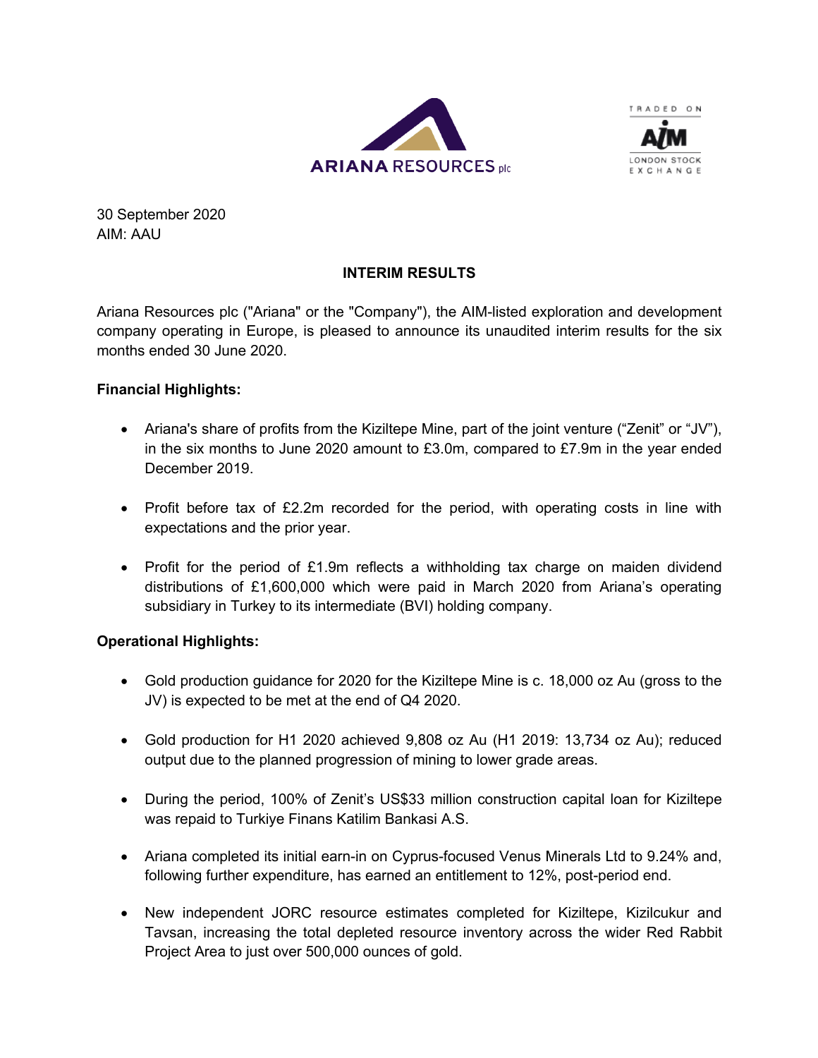ARIANA RESOURCES plc

TRADED ON AIM LONDON STOCK EXCHANGE

30 September 2020
AIM: AAU

## INTERIM RESULTS

Ariana Resources plc ("Ariana" or the "Company"), the AIM-listed exploration and development company operating in Europe, is pleased to announce its unaudited interim results for the six months ended 30 June 2020.

**Financial Highlights:**

- Ariana's share of profits from the Kiziltepe Mine, part of the joint venture ("Zenit" or "JV"), in the six months to June 2020 amount to £3.0m, compared to £7.9m in the year ended December 2019.
- Profit before tax of £2.2m recorded for the period, with operating costs in line with expectations and the prior year.
- Profit for the period of £1.9m reflects a withholding tax charge on maiden dividend distributions of £1,600,000 which were paid in March 2020 from Ariana's operating subsidiary in Turkey to its intermediate (BVI) holding company.

**Operational Highlights:**

- Gold production guidance for 2020 for the Kiziltepe Mine is c. 18,000 oz Au (gross to the JV) is expected to be met at the end of Q4 2020.
- Gold production for H1 2020 achieved 9,808 oz Au (H1 2019: 13,734 oz Au); reduced output due to the planned progression of mining to lower grade areas.
- During the period, 100% of Zenit's US$33 million construction capital loan for Kiziltepe was repaid to Turkiye Finans Katilim Bankasi A.S.
- Ariana completed its initial earn-in on Cyprus-focused Venus Minerals Ltd to 9.24% and, following further expenditure, has earned an entitlement to 12%, post-period end.
- New independent JORC resource estimates completed for Kiziltepe, Kizilcukur and Tavsan, increasing the total depleted resource inventory across the wider Red Rabbit Project Area to just over 500,000 ounces of gold.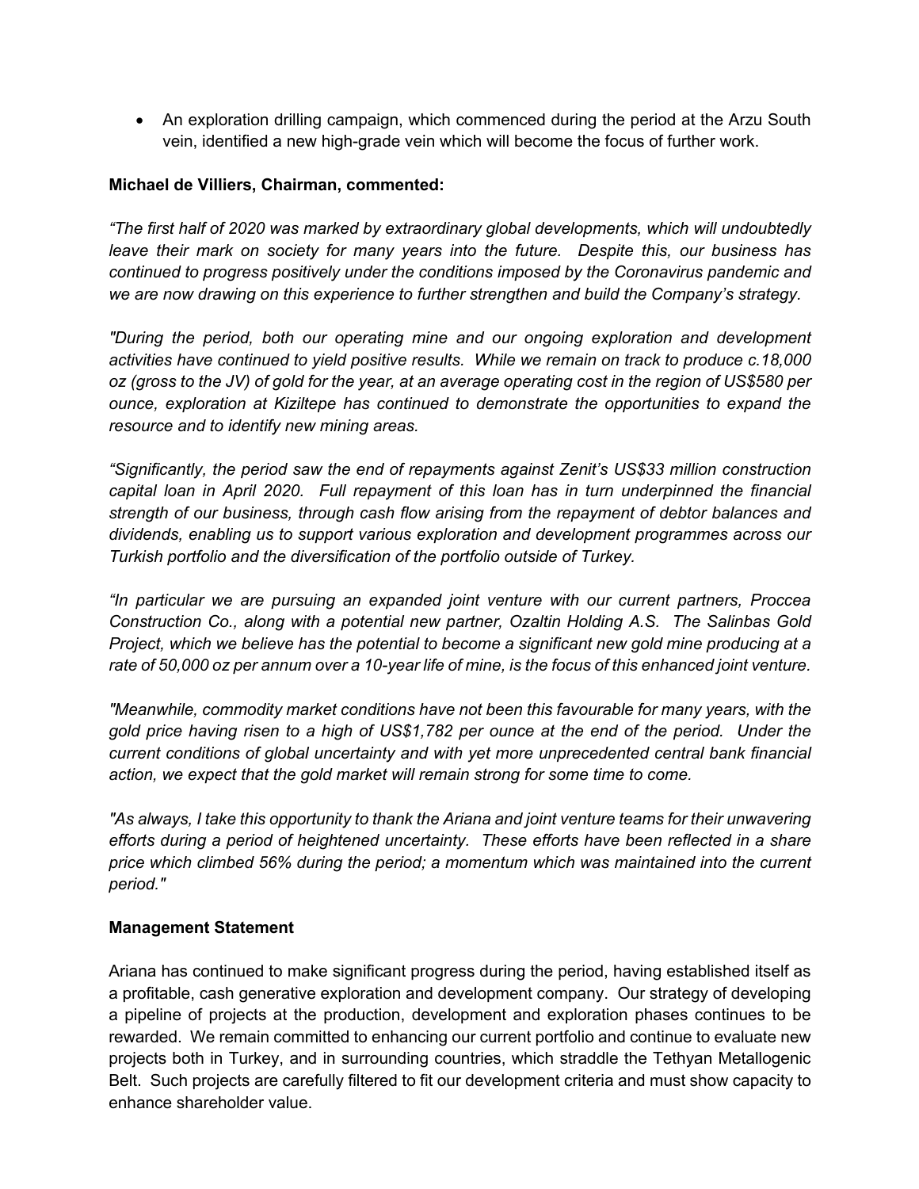- An exploration drilling campaign, which commenced during the period at the Arzu South vein, identified a new high-grade vein which will become the focus of further work.

**Michael de Villiers, Chairman, commented:**

*"The first half of 2020 was marked by extraordinary global developments, which will undoubtedly leave their mark on society for many years into the future. Despite this, our business has continued to progress positively under the conditions imposed by the Coronavirus pandemic and we are now drawing on this experience to further strengthen and build the Company's strategy.*

*"During the period, both our operating mine and our ongoing exploration and development activities have continued to yield positive results. While we remain on track to produce c.18,000 oz (gross to the JV) of gold for the year, at an average operating cost in the region of US$580 per ounce, exploration at Kiziltepe has continued to demonstrate the opportunities to expand the resource and to identify new mining areas.*

*"Significantly, the period saw the end of repayments against Zenit's US$33 million construction capital loan in April 2020. Full repayment of this loan has in turn underpinned the financial strength of our business, through cash flow arising from the repayment of debtor balances and dividends, enabling us to support various exploration and development programmes across our Turkish portfolio and the diversification of the portfolio outside of Turkey.*

*"In particular we are pursuing an expanded joint venture with our current partners, Proccea Construction Co., along with a potential new partner, Ozaltin Holding A.S. The Salinbas Gold Project, which we believe has the potential to become a significant new gold mine producing at a rate of 50,000 oz per annum over a 10-year life of mine, is the focus of this enhanced joint venture.*

*"Meanwhile, commodity market conditions have not been this favourable for many years, with the gold price having risen to a high of US$1,782 per ounce at the end of the period. Under the current conditions of global uncertainty and with yet more unprecedented central bank financial action, we expect that the gold market will remain strong for some time to come.*

*"As always, I take this opportunity to thank the Ariana and joint venture teams for their unwavering efforts during a period of heightened uncertainty. These efforts have been reflected in a share price which climbed 56% during the period; a momentum which was maintained into the current period."*

**Management Statement**

Ariana has continued to make significant progress during the period, having established itself as a profitable, cash generative exploration and development company. Our strategy of developing a pipeline of projects at the production, development and exploration phases continues to be rewarded. We remain committed to enhancing our current portfolio and continue to evaluate new projects both in Turkey, and in surrounding countries, which straddle the Tethyan Metallogenic Belt. Such projects are carefully filtered to fit our development criteria and must show capacity to enhance shareholder value.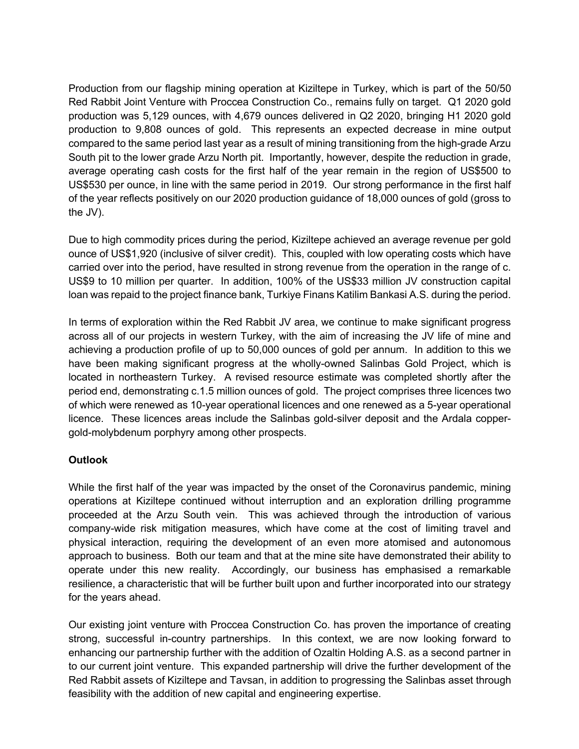Production from our flagship mining operation at Kiziltepe in Turkey, which is part of the 50/50 Red Rabbit Joint Venture with Proccea Construction Co., remains fully on target. Q1 2020 gold production was 5,129 ounces, with 4,679 ounces delivered in Q2 2020, bringing H1 2020 gold production to 9,808 ounces of gold. This represents an expected decrease in mine output compared to the same period last year as a result of mining transitioning from the high-grade Arzu South pit to the lower grade Arzu North pit. Importantly, however, despite the reduction in grade, average operating cash costs for the first half of the year remain in the region of US$500 to US$530 per ounce, in line with the same period in 2019. Our strong performance in the first half of the year reflects positively on our 2020 production guidance of 18,000 ounces of gold (gross to the JV).

Due to high commodity prices during the period, Kiziltepe achieved an average revenue per gold ounce of US$1,920 (inclusive of silver credit). This, coupled with low operating costs which have carried over into the period, have resulted in strong revenue from the operation in the range of c. US$9 to 10 million per quarter. In addition, 100% of the US$33 million JV construction capital loan was repaid to the project finance bank, Turkiye Finans Katilim Bankasi A.S. during the period.

In terms of exploration within the Red Rabbit JV area, we continue to make significant progress across all of our projects in western Turkey, with the aim of increasing the JV life of mine and achieving a production profile of up to 50,000 ounces of gold per annum. In addition to this we have been making significant progress at the wholly-owned Salinbas Gold Project, which is located in northeastern Turkey. A revised resource estimate was completed shortly after the period end, demonstrating c.1.5 million ounces of gold. The project comprises three licences two of which were renewed as 10-year operational licences and one renewed as a 5-year operational licence. These licences areas include the Salinbas gold-silver deposit and the Ardala copper-gold-molybdenum porphyry among other prospects.

**Outlook**

While the first half of the year was impacted by the onset of the Coronavirus pandemic, mining operations at Kiziltepe continued without interruption and an exploration drilling programme proceeded at the Arzu South vein. This was achieved through the introduction of various company-wide risk mitigation measures, which have come at the cost of limiting travel and physical interaction, requiring the development of an even more atomised and autonomous approach to business. Both our team and that at the mine site have demonstrated their ability to operate under this new reality. Accordingly, our business has emphasised a remarkable resilience, a characteristic that will be further built upon and further incorporated into our strategy for the years ahead.

Our existing joint venture with Proccea Construction Co. has proven the importance of creating strong, successful in-country partnerships. In this context, we are now looking forward to enhancing our partnership further with the addition of Ozaltin Holding A.S. as a second partner in to our current joint venture. This expanded partnership will drive the further development of the Red Rabbit assets of Kiziltepe and Tavsan, in addition to progressing the Salinbas asset through feasibility with the addition of new capital and engineering expertise.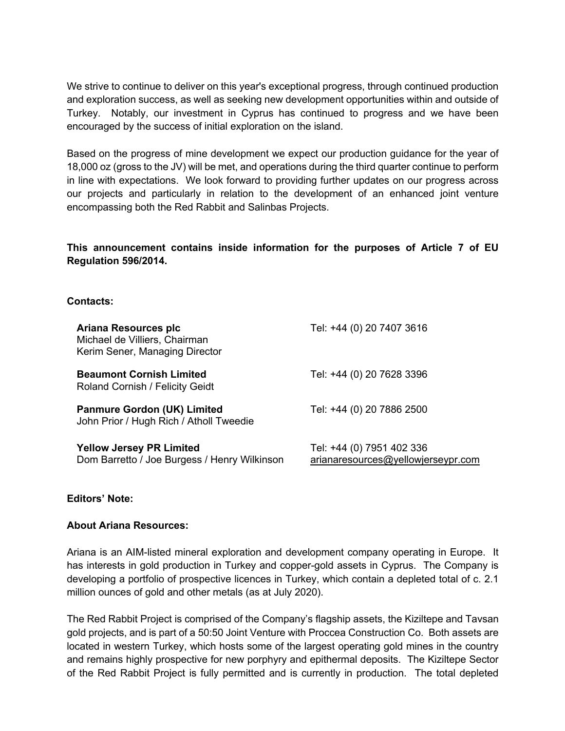We strive to continue to deliver on this year's exceptional progress, through continued production and exploration success, as well as seeking new development opportunities within and outside of Turkey. Notably, our investment in Cyprus has continued to progress and we have been encouraged by the success of initial exploration on the island.

Based on the progress of mine development we expect our production guidance for the year of 18,000 oz (gross to the JV) will be met, and operations during the third quarter continue to perform in line with expectations. We look forward to providing further updates on our progress across our projects and particularly in relation to the development of an enhanced joint venture encompassing both the Red Rabbit and Salinbas Projects.

**This announcement contains inside information for the purposes of Article 7 of EU Regulation 596/2014.**

**Contacts:**

| | |
|---|---|
| **Ariana Resources plc**<br>Michael de Villiers, Chairman<br>Kerim Sener, Managing Director | Tel: +44 (0) 20 7407 3616 |
| **Beaumont Cornish Limited**<br>Roland Cornish / Felicity Geidt | Tel: +44 (0) 20 7628 3396 |
| **Panmure Gordon (UK) Limited**<br>John Prior / Hugh Rich / Atholl Tweedie | Tel: +44 (0) 20 7886 2500 |
| **Yellow Jersey PR Limited**<br>Dom Barretto / Joe Burgess / Henry Wilkinson | Tel: +44 (0) 7951 402 336<br>arianaresources@yellowjerseypr.com |

**Editors' Note:**

**About Ariana Resources:**

Ariana is an AIM-listed mineral exploration and development company operating in Europe. It has interests in gold production in Turkey and copper-gold assets in Cyprus. The Company is developing a portfolio of prospective licences in Turkey, which contain a depleted total of c. 2.1 million ounces of gold and other metals (as at July 2020).

The Red Rabbit Project is comprised of the Company's flagship assets, the Kiziltepe and Tavsan gold projects, and is part of a 50:50 Joint Venture with Proccea Construction Co. Both assets are located in western Turkey, which hosts some of the largest operating gold mines in the country and remains highly prospective for new porphyry and epithermal deposits. The Kiziltepe Sector of the Red Rabbit Project is fully permitted and is currently in production. The total depleted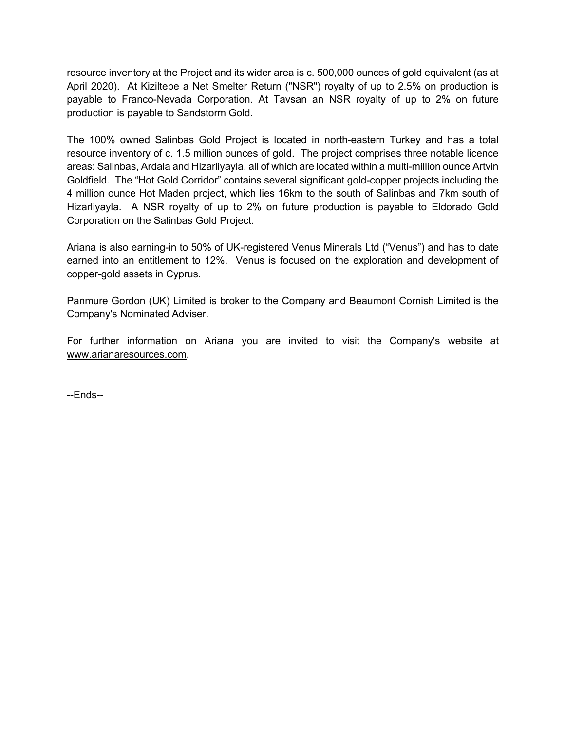resource inventory at the Project and its wider area is c. 500,000 ounces of gold equivalent (as at April 2020). At Kiziltepe a Net Smelter Return ("NSR") royalty of up to 2.5% on production is payable to Franco-Nevada Corporation. At Tavsan an NSR royalty of up to 2% on future production is payable to Sandstorm Gold.

The 100% owned Salinbas Gold Project is located in north-eastern Turkey and has a total resource inventory of c. 1.5 million ounces of gold. The project comprises three notable licence areas: Salinbas, Ardala and Hizarliyayla, all of which are located within a multi-million ounce Artvin Goldfield. The "Hot Gold Corridor" contains several significant gold-copper projects including the 4 million ounce Hot Maden project, which lies 16km to the south of Salinbas and 7km south of Hizarliyayla. A NSR royalty of up to 2% on future production is payable to Eldorado Gold Corporation on the Salinbas Gold Project.

Ariana is also earning-in to 50% of UK-registered Venus Minerals Ltd ("Venus") and has to date earned into an entitlement to 12%. Venus is focused on the exploration and development of copper-gold assets in Cyprus.

Panmure Gordon (UK) Limited is broker to the Company and Beaumont Cornish Limited is the Company's Nominated Adviser.

For further information on Ariana you are invited to visit the Company's website at www.arianaresources.com.

--Ends--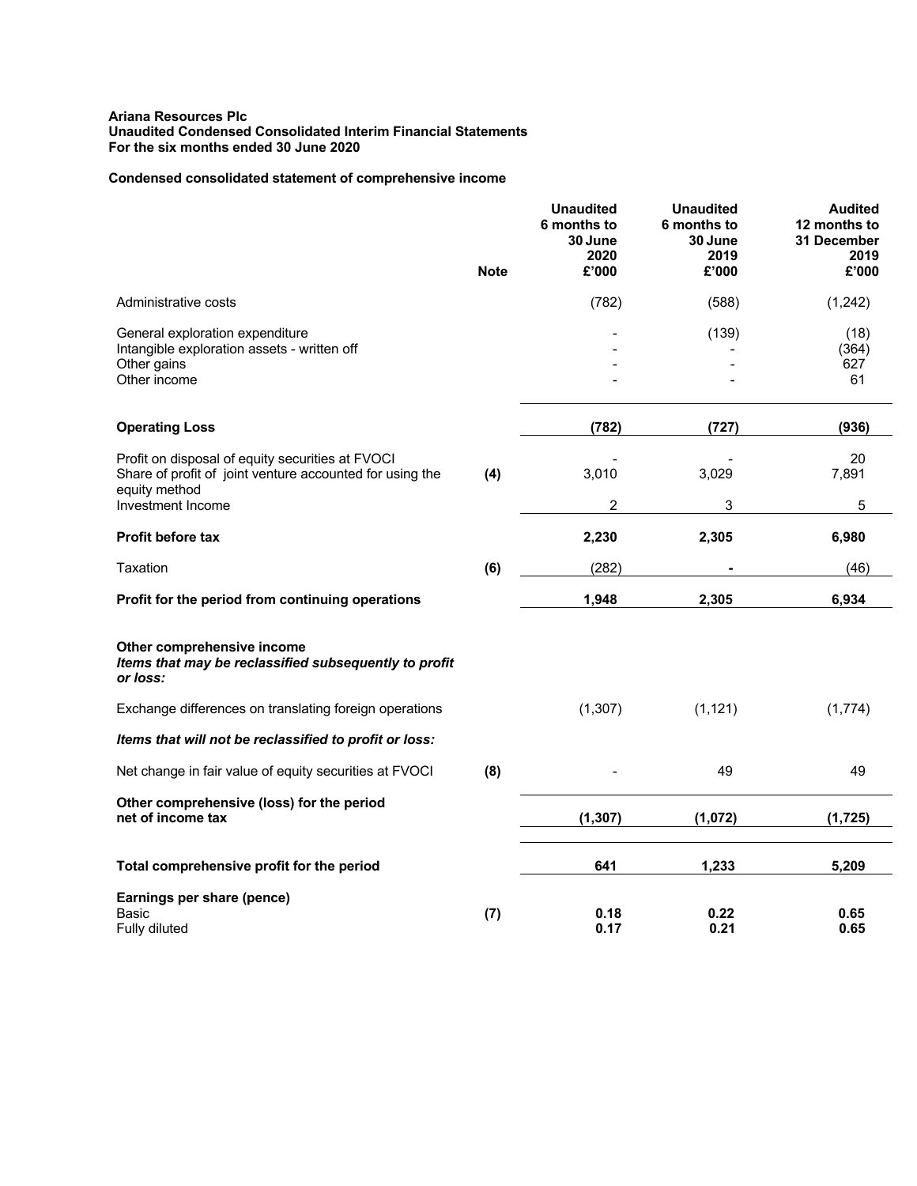**Ariana Resources Plc**
**Unaudited Condensed Consolidated Interim Financial Statements**
**For the six months ended 30 June 2020**

**Condensed consolidated statement of comprehensive income**

| | Note | Unaudited 6 months to 30 June 2020 £'000 | Unaudited 6 months to 30 June 2019 £'000 | Audited 12 months to 31 December 2019 £'000 |
|---|---|---|---|---|
| Administrative costs | | (782) | (588) | (1,242) |
| General exploration expenditure | | - | (139) | (18) |
| Intangible exploration assets - written off | | - | - | (364) |
| Other gains | | - | - | 627 |
| Other income | | - | - | 61 |
| **Operating Loss** | | **(782)** | **(727)** | **(936)** |
| Profit on disposal of equity securities at FVOCI | | - | - | 20 |
| Share of profit of joint venture accounted for using the equity method | (4) | 3,010 | 3,029 | 7,891 |
| Investment Income | | 2 | 3 | 5 |
| **Profit before tax** | | **2,230** | **2,305** | **6,980** |
| Taxation | (6) | (282) | - | (46) |
| **Profit for the period from continuing operations** | | **1,948** | **2,305** | **6,934** |
| **Other comprehensive income** | | | | |
| ***Items that may be reclassified subsequently to profit or loss:*** | | | | |
| Exchange differences on translating foreign operations | | (1,307) | (1,121) | (1,774) |
| ***Items that will not be reclassified to profit or loss:*** | | | | |
| Net change in fair value of equity securities at FVOCI | (8) | - | 49 | 49 |
| **Other comprehensive (loss) for the period net of income tax** | | **(1,307)** | **(1,072)** | **(1,725)** |
| **Total comprehensive profit for the period** | | **641** | **1,233** | **5,209** |
| **Earnings per share (pence)** | | | | |
| Basic | (7) | **0.18** | **0.22** | **0.65** |
| Fully diluted | | **0.17** | **0.21** | **0.65** |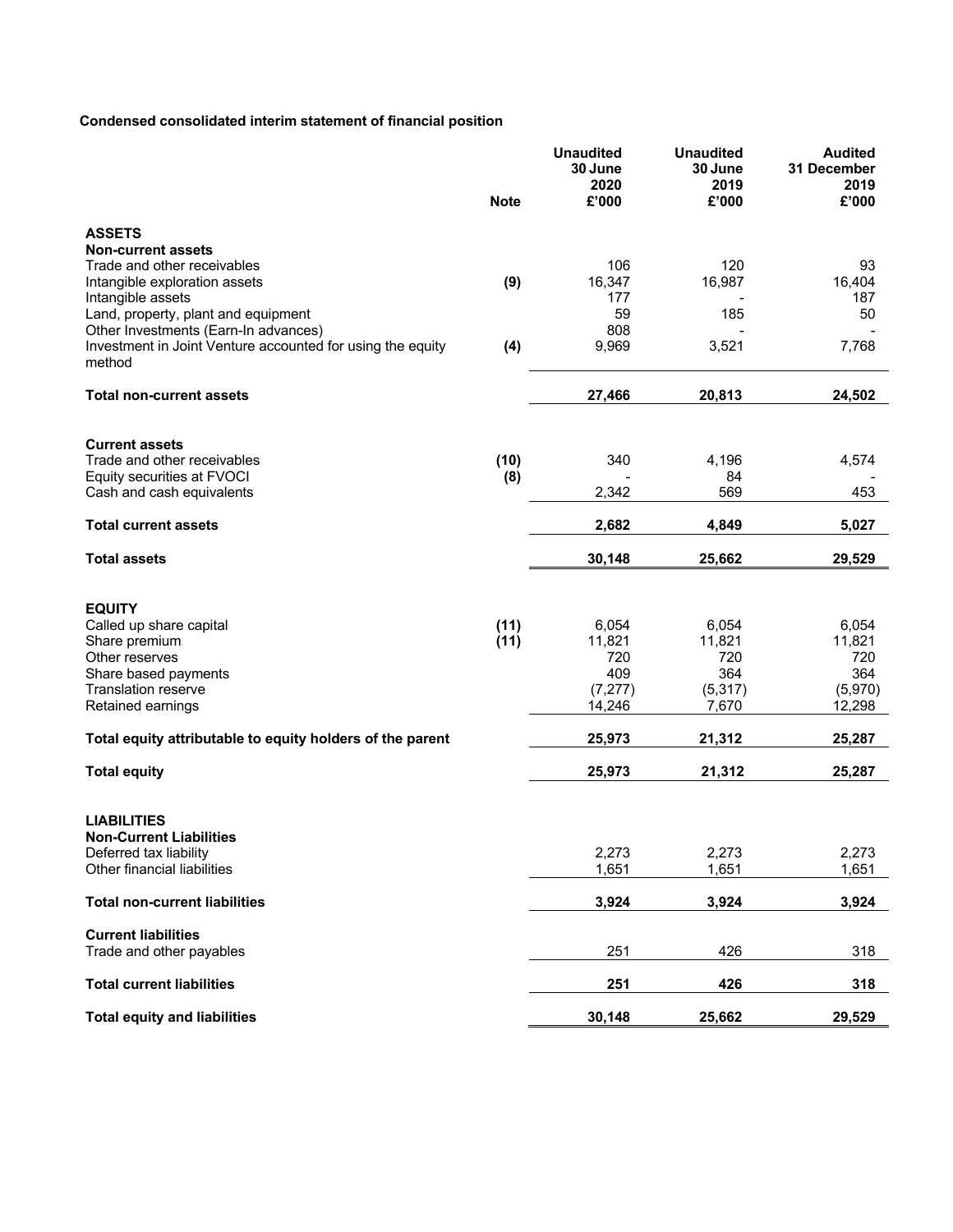**Condensed consolidated interim statement of financial position**

| | Note | Unaudited 30 June 2020 £'000 | Unaudited 30 June 2019 £'000 | Audited 31 December 2019 £'000 |
|---|---|---|---|---|
| **ASSETS** | | | | |
| **Non-current assets** | | | | |
| Trade and other receivables | | 106 | 120 | 93 |
| Intangible exploration assets | **(9)** | 16,347 | 16,987 | 16,404 |
| Intangible assets | | 177 | - | 187 |
| Land, property, plant and equipment | | 59 | 185 | 50 |
| Other Investments (Earn-In advances) | | 808 | - | - |
| Investment in Joint Venture accounted for using the equity method | **(4)** | 9,969 | 3,521 | 7,768 |
| **Total non-current assets** | | **27,466** | **20,813** | **24,502** |
| **Current assets** | | | | |
| Trade and other receivables | **(10)** | 340 | 4,196 | 4,574 |
| Equity securities at FVOCI | **(8)** | - | 84 | - |
| Cash and cash equivalents | | 2,342 | 569 | 453 |
| **Total current assets** | | **2,682** | **4,849** | **5,027** |
| **Total assets** | | **30,148** | **25,662** | **29,529** |
| **EQUITY** | | | | |
| Called up share capital | **(11)** | 6,054 | 6,054 | 6,054 |
| Share premium | **(11)** | 11,821 | 11,821 | 11,821 |
| Other reserves | | 720 | 720 | 720 |
| Share based payments | | 409 | 364 | 364 |
| Translation reserve | | (7,277) | (5,317) | (5,970) |
| Retained earnings | | 14,246 | 7,670 | 12,298 |
| **Total equity attributable to equity holders of the parent** | | **25,973** | **21,312** | **25,287** |
| **Total equity** | | **25,973** | **21,312** | **25,287** |
| **LIABILITIES** | | | | |
| **Non-Current Liabilities** | | | | |
| Deferred tax liability | | 2,273 | 2,273 | 2,273 |
| Other financial liabilities | | 1,651 | 1,651 | 1,651 |
| **Total non-current liabilities** | | **3,924** | **3,924** | **3,924** |
| **Current liabilities** | | | | |
| Trade and other payables | | 251 | 426 | 318 |
| **Total current liabilities** | | **251** | **426** | **318** |
| **Total equity and liabilities** | | **30,148** | **25,662** | **29,529** |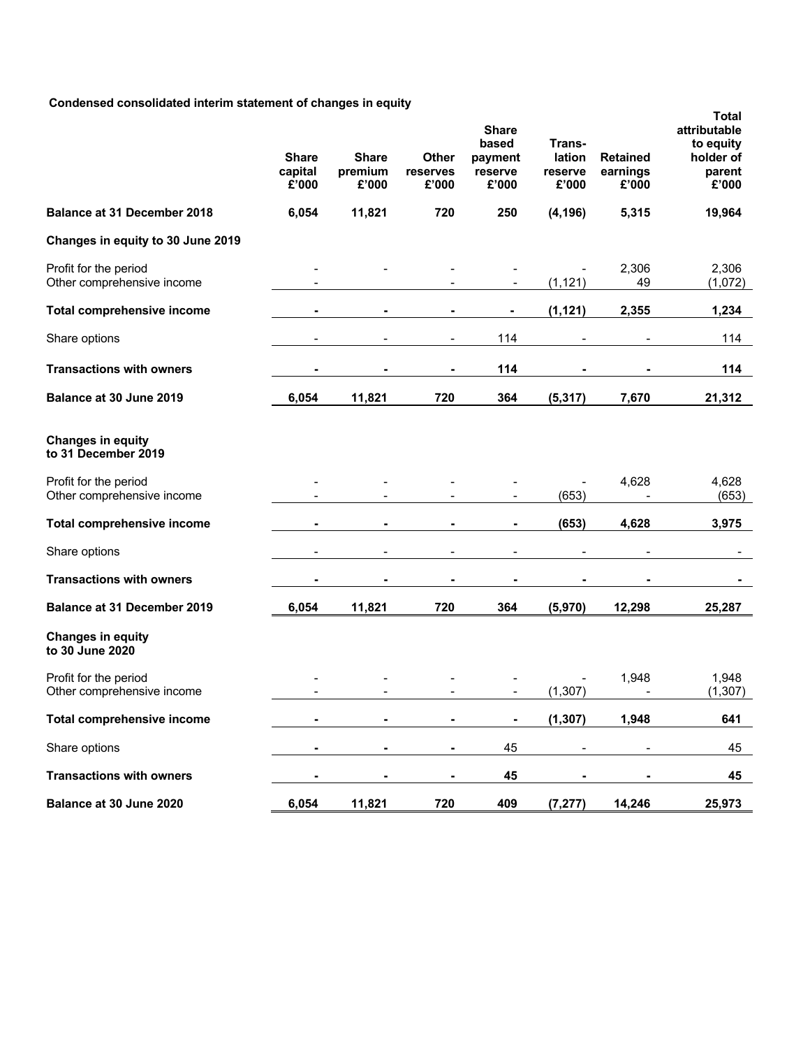**Condensed consolidated interim statement of changes in equity**

| | Share capital £'000 | Share premium £'000 | Other reserves £'000 | Share based payment reserve £'000 | Trans-lation reserve £'000 | Retained earnings £'000 | Total attributable to equity holder of parent £'000 |
|---|---|---|---|---|---|---|---|
| **Balance at 31 December 2018** | **6,054** | **11,821** | **720** | **250** | **(4,196)** | **5,315** | **19,964** |
| **Changes in equity to 30 June 2019** | | | | | | | |
| Profit for the period | - | - | - | - | - | 2,306 | 2,306 |
| Other comprehensive income | - | | - | - | (1,121) | 49 | (1,072) |
| **Total comprehensive income** | **-** | **-** | **-** | **-** | **(1,121)** | **2,355** | **1,234** |
| Share options | - | - | - | 114 | - | - | 114 |
| **Transactions with owners** | **-** | **-** | **-** | **114** | **-** | **-** | **114** |
| **Balance at 30 June 2019** | **6,054** | **11,821** | **720** | **364** | **(5,317)** | **7,670** | **21,312** |
| **Changes in equity to 31 December 2019** | | | | | | | |
| Profit for the period | - | - | - | - | - | 4,628 | 4,628 |
| Other comprehensive income | - | - | - | - | (653) | - | (653) |
| **Total comprehensive income** | **-** | **-** | **-** | **-** | **(653)** | **4,628** | **3,975** |
| Share options | - | - | - | - | - | - | - |
| **Transactions with owners** | **-** | **-** | **-** | **-** | **-** | **-** | **-** |
| **Balance at 31 December 2019** | **6,054** | **11,821** | **720** | **364** | **(5,970)** | **12,298** | **25,287** |
| **Changes in equity to 30 June 2020** | | | | | | | |
| Profit for the period | - | - | - | - | - | 1,948 | 1,948 |
| Other comprehensive income | - | - | - | - | (1,307) | - | (1,307) |
| **Total comprehensive income** | **-** | **-** | **-** | **-** | **(1,307)** | **1,948** | **641** |
| Share options | **-** | **-** | **-** | 45 | - | - | 45 |
| **Transactions with owners** | **-** | **-** | **-** | **45** | **-** | **-** | **45** |
| **Balance at 30 June 2020** | **6,054** | **11,821** | **720** | **409** | **(7,277)** | **14,246** | **25,973** |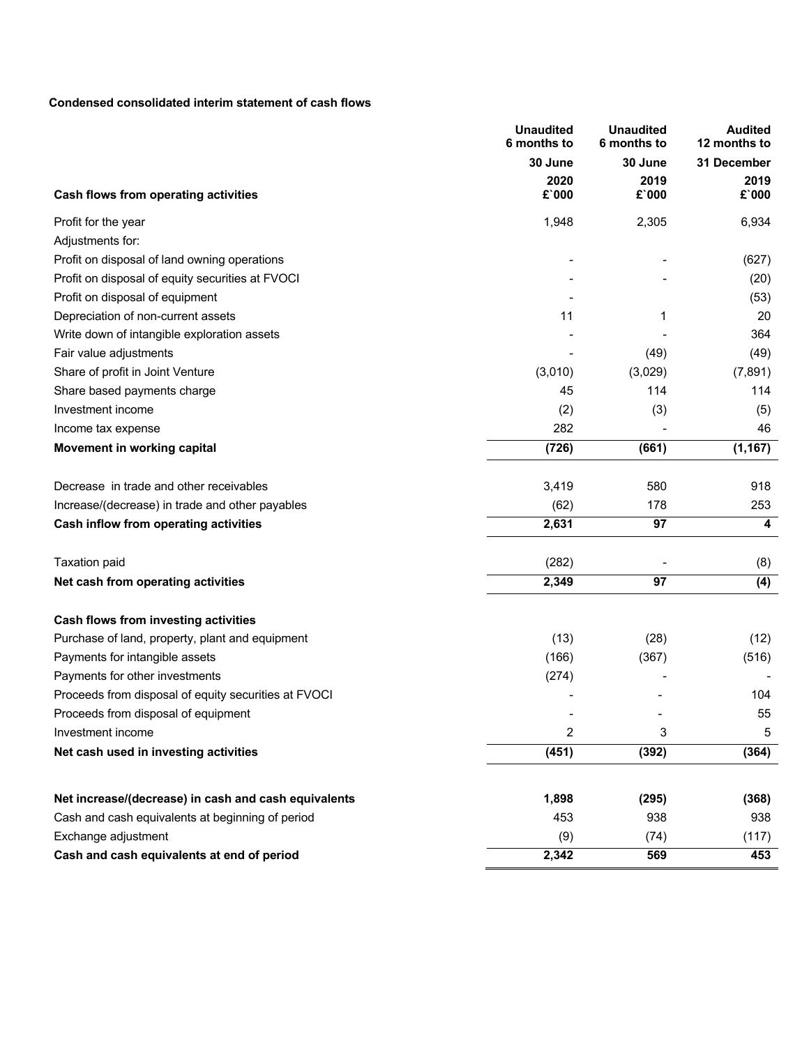**Condensed consolidated interim statement of cash flows**

| | Unaudited 6 months to 30 June 2020 £`000 | Unaudited 6 months to 30 June 2019 £`000 | Audited 12 months to 31 December 2019 £`000 |
|---|---|---|---|
| **Cash flows from operating activities** | | | |
| Profit for the year | 1,948 | 2,305 | 6,934 |
| Adjustments for: | | | |
| Profit on disposal of land owning operations | - | - | (627) |
| Profit on disposal of equity securities at FVOCI | - | - | (20) |
| Profit on disposal of equipment | - | | (53) |
| Depreciation of non-current assets | 11 | 1 | 20 |
| Write down of intangible exploration assets | - | - | 364 |
| Fair value adjustments | - | (49) | (49) |
| Share of profit in Joint Venture | (3,010) | (3,029) | (7,891) |
| Share based payments charge | 45 | 114 | 114 |
| Investment income | (2) | (3) | (5) |
| Income tax expense | 282 | - | 46 |
| **Movement in working capital** | **(726)** | **(661)** | **(1,167)** |
| Decrease in trade and other receivables | 3,419 | 580 | 918 |
| Increase/(decrease) in trade and other payables | (62) | 178 | 253 |
| **Cash inflow from operating activities** | **2,631** | **97** | **4** |
| Taxation paid | (282) | - | (8) |
| **Net cash from operating activities** | **2,349** | **97** | **(4)** |
| **Cash flows from investing activities** | | | |
| Purchase of land, property, plant and equipment | (13) | (28) | (12) |
| Payments for intangible assets | (166) | (367) | (516) |
| Payments for other investments | (274) | - | - |
| Proceeds from disposal of equity securities at FVOCI | - | - | 104 |
| Proceeds from disposal of equipment | - | - | 55 |
| Investment income | 2 | 3 | 5 |
| **Net cash used in investing activities** | **(451)** | **(392)** | **(364)** |
| **Net increase/(decrease) in cash and cash equivalents** | **1,898** | **(295)** | **(368)** |
| Cash and cash equivalents at beginning of period | 453 | 938 | 938 |
| Exchange adjustment | (9) | (74) | (117) |
| **Cash and cash equivalents at end of period** | **2,342** | **569** | **453** |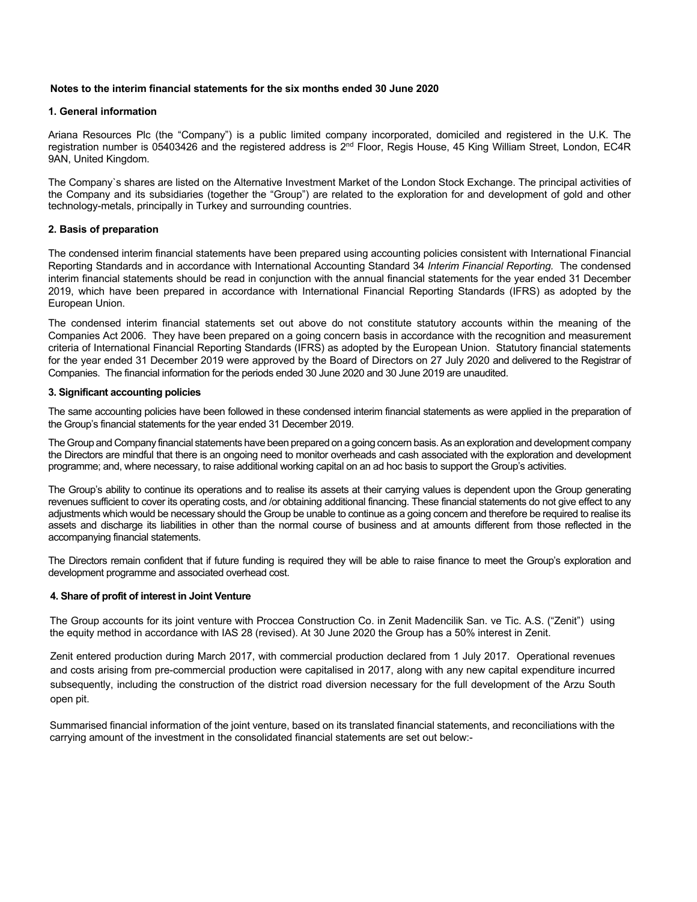**Notes to the interim financial statements for the six months ended 30 June 2020**

### 1. General information

Ariana Resources Plc (the "Company") is a public limited company incorporated, domiciled and registered in the U.K. The registration number is 05403426 and the registered address is 2nd Floor, Regis House, 45 King William Street, London, EC4R 9AN, United Kingdom.

The Company`s shares are listed on the Alternative Investment Market of the London Stock Exchange. The principal activities of the Company and its subsidiaries (together the "Group") are related to the exploration for and development of gold and other technology-metals, principally in Turkey and surrounding countries.

### 2. Basis of preparation

The condensed interim financial statements have been prepared using accounting policies consistent with International Financial Reporting Standards and in accordance with International Accounting Standard 34 *Interim Financial Reporting.* The condensed interim financial statements should be read in conjunction with the annual financial statements for the year ended 31 December 2019, which have been prepared in accordance with International Financial Reporting Standards (IFRS) as adopted by the European Union.

The condensed interim financial statements set out above do not constitute statutory accounts within the meaning of the Companies Act 2006. They have been prepared on a going concern basis in accordance with the recognition and measurement criteria of International Financial Reporting Standards (IFRS) as adopted by the European Union. Statutory financial statements for the year ended 31 December 2019 were approved by the Board of Directors on 27 July 2020 and delivered to the Registrar of Companies. The financial information for the periods ended 30 June 2020 and 30 June 2019 are unaudited.

### 3. Significant accounting policies

The same accounting policies have been followed in these condensed interim financial statements as were applied in the preparation of the Group's financial statements for the year ended 31 December 2019.

The Group and Company financial statements have been prepared on a going concern basis. As an exploration and development company the Directors are mindful that there is an ongoing need to monitor overheads and cash associated with the exploration and development programme; and, where necessary, to raise additional working capital on an ad hoc basis to support the Group's activities.

The Group's ability to continue its operations and to realise its assets at their carrying values is dependent upon the Group generating revenues sufficient to cover its operating costs, and /or obtaining additional financing. These financial statements do not give effect to any adjustments which would be necessary should the Group be unable to continue as a going concern and therefore be required to realise its assets and discharge its liabilities in other than the normal course of business and at amounts different from those reflected in the accompanying financial statements.

The Directors remain confident that if future funding is required they will be able to raise finance to meet the Group's exploration and development programme and associated overhead cost.

### 4. Share of profit of interest in Joint Venture

The Group accounts for its joint venture with Proccea Construction Co. in Zenit Madencilik San. ve Tic. A.S. ("Zenit") using the equity method in accordance with IAS 28 (revised). At 30 June 2020 the Group has a 50% interest in Zenit.

Zenit entered production during March 2017, with commercial production declared from 1 July 2017. Operational revenues and costs arising from pre-commercial production were capitalised in 2017, along with any new capital expenditure incurred subsequently, including the construction of the district road diversion necessary for the full development of the Arzu South open pit.

Summarised financial information of the joint venture, based on its translated financial statements, and reconciliations with the carrying amount of the investment in the consolidated financial statements are set out below:-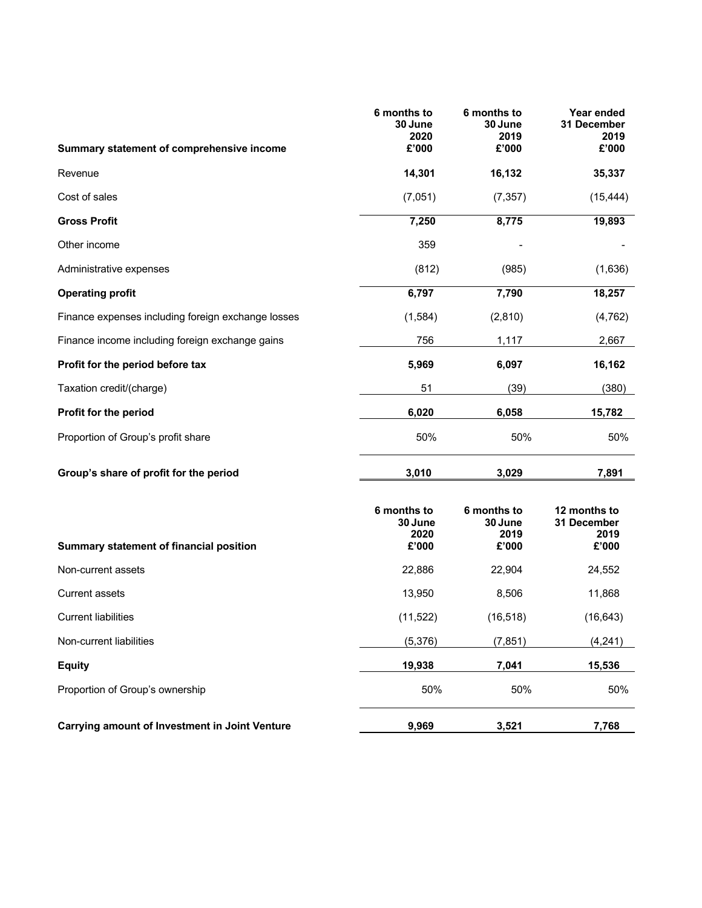| Summary statement of comprehensive income | 6 months to 30 June 2020 £'000 | 6 months to 30 June 2019 £'000 | Year ended 31 December 2019 £'000 |
|---|---|---|---|
| Revenue | **14,301** | **16,132** | **35,337** |
| Cost of sales | (7,051) | (7,357) | (15,444) |
| **Gross Profit** | **7,250** | **8,775** | **19,893** |
| Other income | 359 | - | - |
| Administrative expenses | (812) | (985) | (1,636) |
| **Operating profit** | **6,797** | **7,790** | **18,257** |
| Finance expenses including foreign exchange losses | (1,584) | (2,810) | (4,762) |
| Finance income including foreign exchange gains | 756 | 1,117 | 2,667 |
| **Profit for the period before tax** | **5,969** | **6,097** | **16,162** |
| Taxation credit/(charge) | 51 | (39) | (380) |
| **Profit for the period** | **6,020** | **6,058** | **15,782** |
| Proportion of Group's profit share | 50% | 50% | 50% |
| **Group's share of profit for the period** | **3,010** | **3,029** | **7,891** |

| Summary statement of financial position | 6 months to 30 June 2020 £'000 | 6 months to 30 June 2019 £'000 | 12 months to 31 December 2019 £'000 |
|---|---|---|---|
| Non-current assets | 22,886 | 22,904 | 24,552 |
| Current assets | 13,950 | 8,506 | 11,868 |
| Current liabilities | (11,522) | (16,518) | (16,643) |
| Non-current liabilities | (5,376) | (7,851) | (4,241) |
| **Equity** | **19,938** | **7,041** | **15,536** |
| Proportion of Group's ownership | 50% | 50% | 50% |
| **Carrying amount of Investment in Joint Venture** | **9,969** | **3,521** | **7,768** |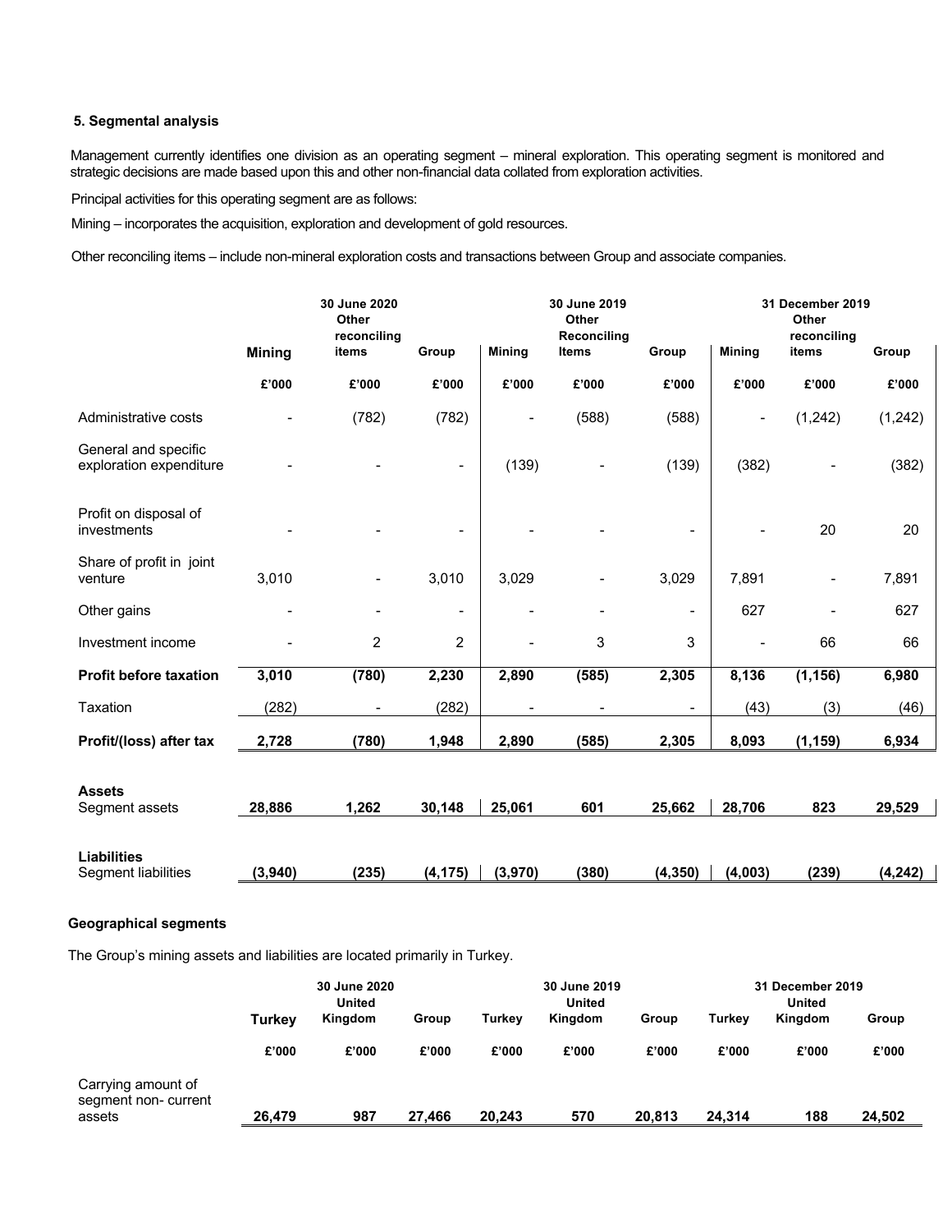### 5. Segmental analysis

Management currently identifies one division as an operating segment – mineral exploration. This operating segment is monitored and strategic decisions are made based upon this and other non-financial data collated from exploration activities.

Principal activities for this operating segment are as follows:

Mining – incorporates the acquisition, exploration and development of gold resources.

Other reconciling items – include non-mineral exploration costs and transactions between Group and associate companies.

| | 30 June 2020 | | | 30 June 2019 | | | 31 December 2019 | | |
|---|---|---|---|---|---|---|---|---|---|
| | Mining | Other reconciling items | Group | Mining | Other Reconciling Items | Group | Mining | Other reconciling items | Group |
| | £'000 | £'000 | £'000 | £'000 | £'000 | £'000 | £'000 | £'000 | £'000 |
| Administrative costs | - | (782) | (782) | - | (588) | (588) | - | (1,242) | (1,242) |
| General and specific exploration expenditure | - | - | - | (139) | - | (139) | (382) | - | (382) |
| Profit on disposal of investments | - | - | - | - | - | - | - | 20 | 20 |
| Share of profit in joint venture | 3,010 | - | 3,010 | 3,029 | - | 3,029 | 7,891 | - | 7,891 |
| Other gains | - | - | - | - | - | - | 627 | - | 627 |
| Investment income | - | 2 | 2 | - | 3 | 3 | - | 66 | 66 |
| **Profit before taxation** | **3,010** | **(780)** | **2,230** | **2,890** | **(585)** | **2,305** | **8,136** | **(1,156)** | **6,980** |
| Taxation | (282) | - | (282) | - | - | - | (43) | (3) | (46) |
| **Profit/(loss) after tax** | **2,728** | **(780)** | **1,948** | **2,890** | **(585)** | **2,305** | **8,093** | **(1,159)** | **6,934** |
| **Assets** | | | | | | | | | |
| Segment assets | **28,886** | **1,262** | **30,148** | **25,061** | **601** | **25,662** | **28,706** | **823** | **29,529** |
| **Liabilities** | | | | | | | | | |
| Segment liabilities | **(3,940)** | **(235)** | **(4,175)** | **(3,970)** | **(380)** | **(4,350)** | **(4,003)** | **(239)** | **(4,242)** |

**Geographical segments**

The Group's mining assets and liabilities are located primarily in Turkey.

| | 30 June 2020 | | | 30 June 2019 | | | 31 December 2019 | | |
|---|---|---|---|---|---|---|---|---|---|
| | Turkey | United Kingdom | Group | Turkey | United Kingdom | Group | Turkey | United Kingdom | Group |
| | £'000 | £'000 | £'000 | £'000 | £'000 | £'000 | £'000 | £'000 | £'000 |
| Carrying amount of segment non- current assets | **26,479** | **987** | **27,466** | **20,243** | **570** | **20,813** | **24,314** | **188** | **24,502** |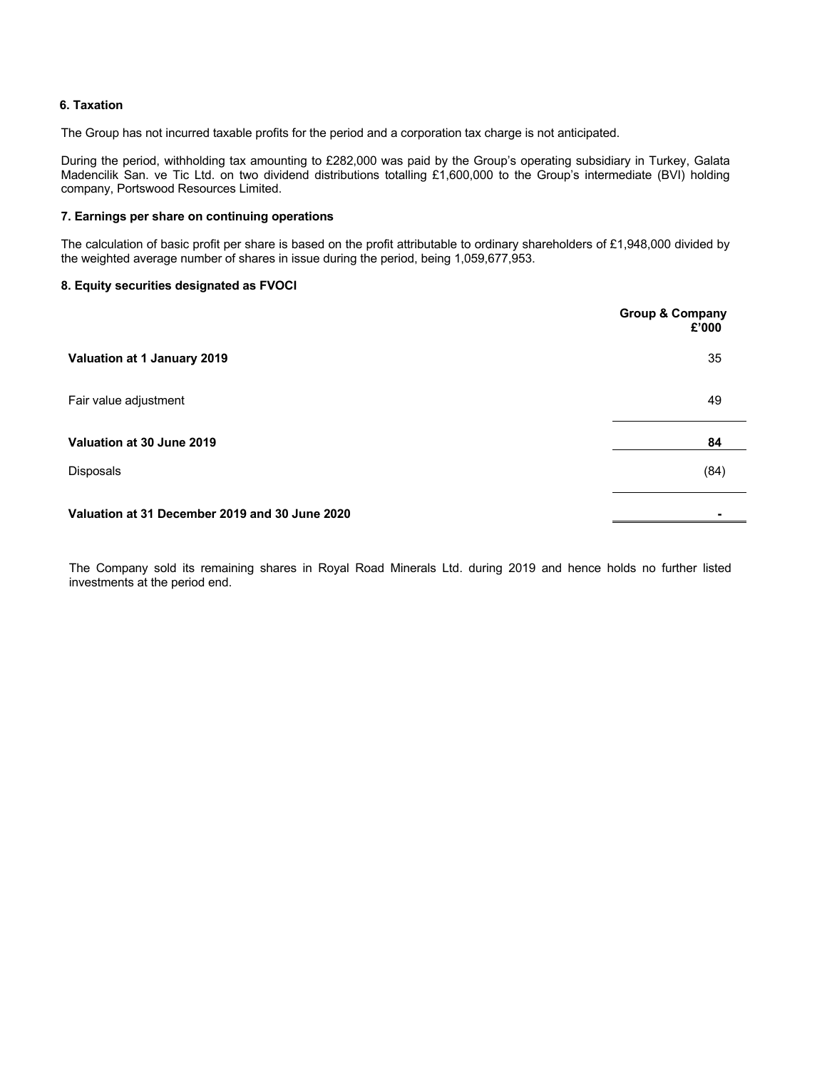## 6. Taxation

The Group has not incurred taxable profits for the period and a corporation tax charge is not anticipated.

During the period, withholding tax amounting to £282,000 was paid by the Group's operating subsidiary in Turkey, Galata Madencilik San. ve Tic Ltd. on two dividend distributions totalling £1,600,000 to the Group's intermediate (BVI) holding company, Portswood Resources Limited.

## 7. Earnings per share on continuing operations

The calculation of basic profit per share is based on the profit attributable to ordinary shareholders of £1,948,000 divided by the weighted average number of shares in issue during the period, being 1,059,677,953.

## 8. Equity securities designated as FVOCI

| | Group & Company £'000 |
|---|---|
| **Valuation at 1 January 2019** | 35 |
| Fair value adjustment | 49 |
| **Valuation at 30 June 2019** | **84** |
| Disposals | (84) |
| **Valuation at 31 December 2019 and 30 June 2020** | **-** |

The Company sold its remaining shares in Royal Road Minerals Ltd. during 2019 and hence holds no further listed investments at the period end.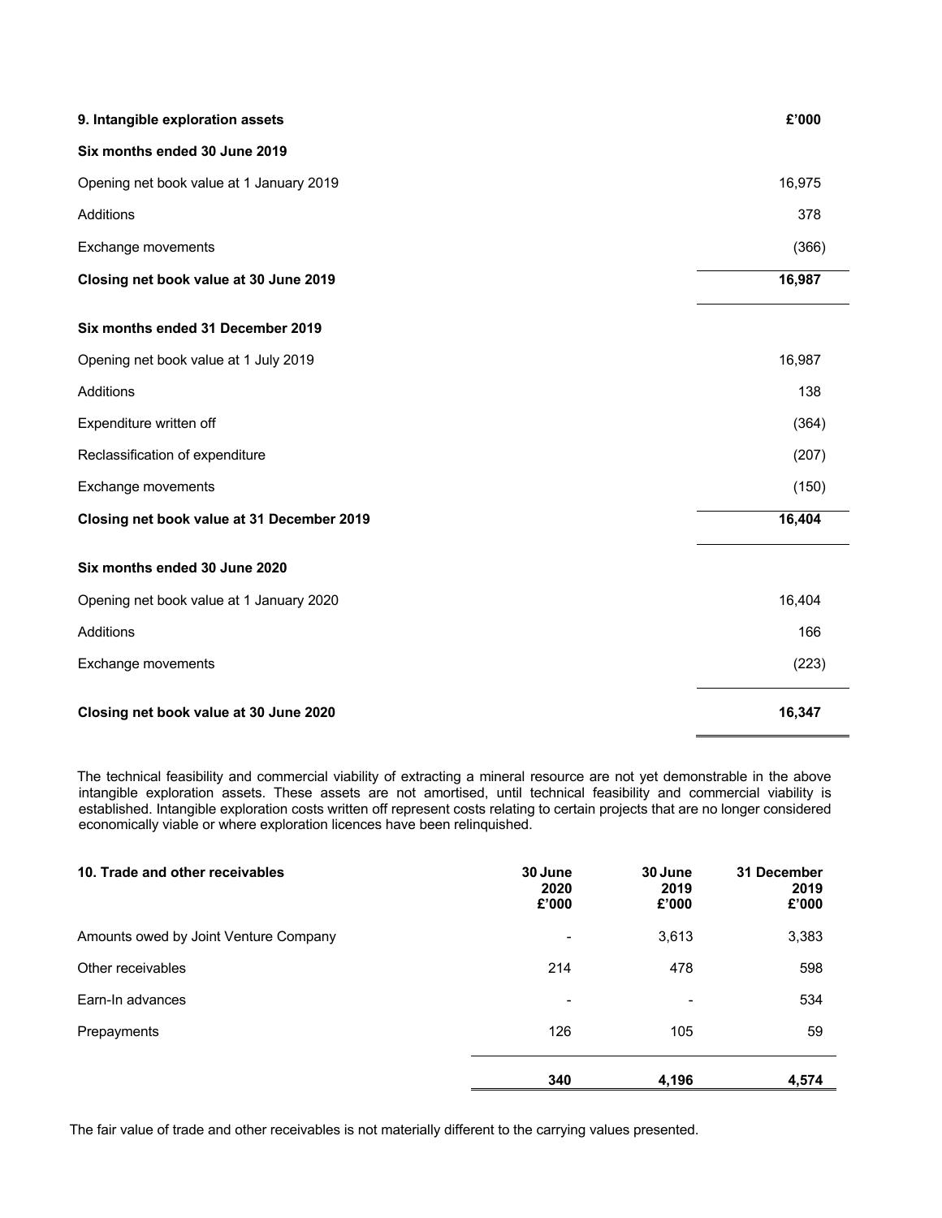## 9. Intangible exploration assets

| | £'000 |
|---|---|
| **Six months ended 30 June 2019** | |
| Opening net book value at 1 January 2019 | 16,975 |
| Additions | 378 |
| Exchange movements | (366) |
| **Closing net book value at 30 June 2019** | **16,987** |
| **Six months ended 31 December 2019** | |
| Opening net book value at 1 July 2019 | 16,987 |
| Additions | 138 |
| Expenditure written off | (364) |
| Reclassification of expenditure | (207) |
| Exchange movements | (150) |
| **Closing net book value at 31 December 2019** | **16,404** |
| **Six months ended 30 June 2020** | |
| Opening net book value at 1 January 2020 | 16,404 |
| Additions | 166 |
| Exchange movements | (223) |
| **Closing net book value at 30 June 2020** | **16,347** |

The technical feasibility and commercial viability of extracting a mineral resource are not yet demonstrable in the above intangible exploration assets. These assets are not amortised, until technical feasibility and commercial viability is established. Intangible exploration costs written off represent costs relating to certain projects that are no longer considered economically viable or where exploration licences have been relinquished.

## 10. Trade and other receivables

| | 30 June 2020 £'000 | 30 June 2019 £'000 | 31 December 2019 £'000 |
|---|---|---|---|
| Amounts owed by Joint Venture Company | - | 3,613 | 3,383 |
| Other receivables | 214 | 478 | 598 |
| Earn-In advances | - | - | 534 |
| Prepayments | 126 | 105 | 59 |
| | **340** | **4,196** | **4,574** |

The fair value of trade and other receivables is not materially different to the carrying values presented.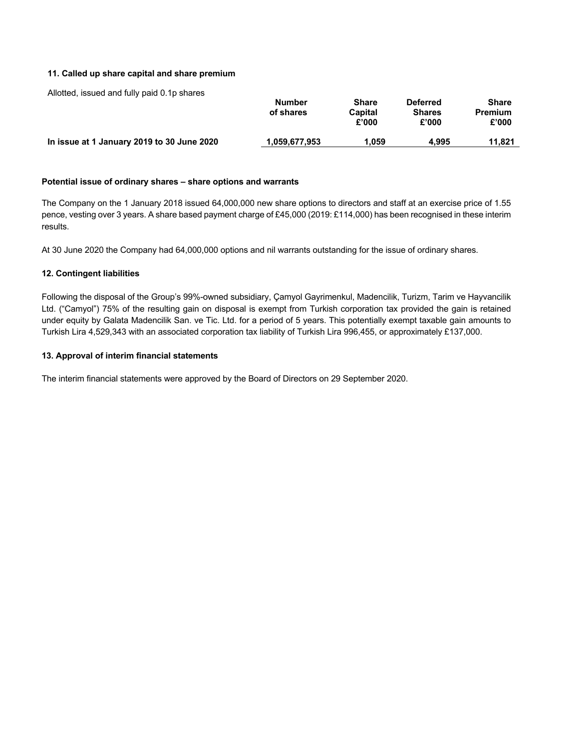### 11. Called up share capital and share premium

| Allotted, issued and fully paid 0.1p shares | Number of shares | Share Capital £'000 | Deferred Shares £'000 | Share Premium £'000 |
|---|---|---|---|---|
| **In issue at 1 January 2019 to 30 June 2020** | **1,059,677,953** | **1,059** | **4,995** | **11,821** |

#### Potential issue of ordinary shares – share options and warrants

The Company on the 1 January 2018 issued 64,000,000 new share options to directors and staff at an exercise price of 1.55 pence, vesting over 3 years. A share based payment charge of £45,000 (2019: £114,000) has been recognised in these interim results.

At 30 June 2020 the Company had 64,000,000 options and nil warrants outstanding for the issue of ordinary shares.

### 12. Contingent liabilities

Following the disposal of the Group's 99%-owned subsidiary, Çamyol Gayrimenkul, Madencilik, Turizm, Tarim ve Hayvancilik Ltd. ("Camyol") 75% of the resulting gain on disposal is exempt from Turkish corporation tax provided the gain is retained under equity by Galata Madencilik San. ve Tic. Ltd. for a period of 5 years. This potentially exempt taxable gain amounts to Turkish Lira 4,529,343 with an associated corporation tax liability of Turkish Lira 996,455, or approximately £137,000.

### 13. Approval of interim financial statements

The interim financial statements were approved by the Board of Directors on 29 September 2020.